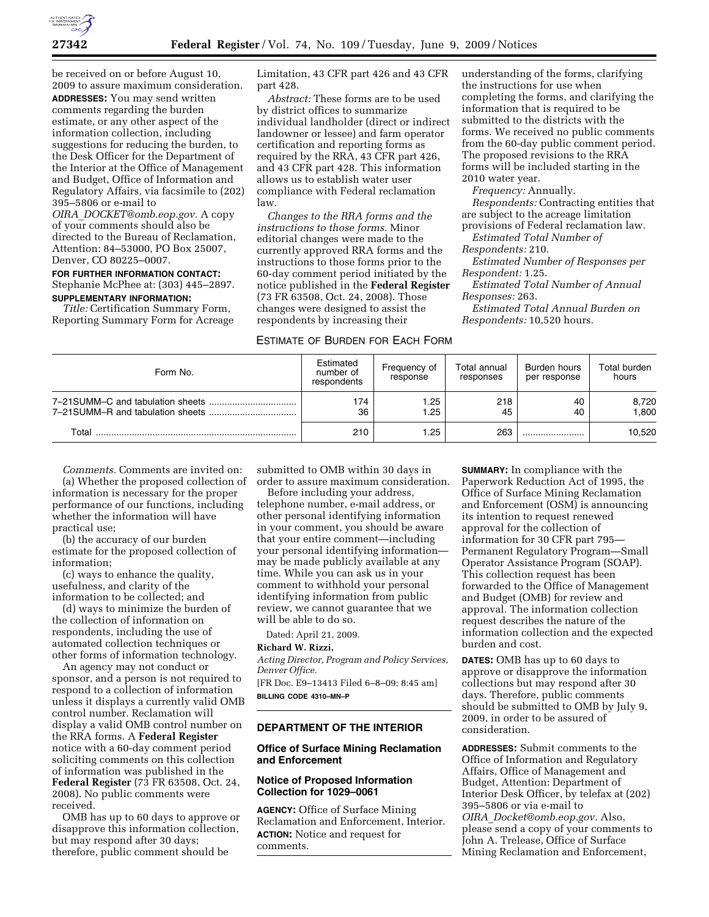be received on or before August 10, 2009 to assure maximum consideration.

**ADDRESSES:** You may send written comments regarding the burden estimate, or any other aspect of the information collection, including suggestions for reducing the burden, to the Desk Officer for the Department of the Interior at the Office of Management and Budget, Office of Information and Regulatory Affairs, via facsimile to (202) 395–5806 or e-mail to *OIRA_DOCKET@omb.eop.gov*. A copy of your comments should also be directed to the Bureau of Reclamation, Attention: 84–53000, PO Box 25007, Denver, CO 80225–0007.

**FOR FURTHER INFORMATION CONTACT:** Stephanie McPhee at: (303) 445–2897.

**SUPPLEMENTARY INFORMATION:**

*Title:* Certification Summary Form, Reporting Summary Form for Acreage Limitation, 43 CFR part 426 and 43 CFR part 428.

*Abstract:* These forms are to be used by district offices to summarize individual landholder (direct or indirect landowner or lessee) and farm operator certification and reporting forms as required by the RRA, 43 CFR part 426, and 43 CFR part 428. This information allows us to establish water user compliance with Federal reclamation law.

*Changes to the RRA forms and the instructions to those forms.* Minor editorial changes were made to the currently approved RRA forms and the instructions to those forms prior to the 60-day comment period initiated by the notice published in the **Federal Register** (73 FR 63508, Oct. 24, 2008). Those changes were designed to assist the respondents by increasing their understanding of the forms, clarifying the instructions for use when completing the forms, and clarifying the information that is required to be submitted to the districts with the forms. We received no public comments from the 60-day public comment period. The proposed revisions to the RRA forms will be included starting in the 2010 water year.

*Frequency:* Annually.

*Respondents:* Contracting entities that are subject to the acreage limitation provisions of Federal reclamation law.

*Estimated Total Number of Respondents:* 210.

*Estimated Number of Responses per Respondent:* 1.25.

*Estimated Total Number of Annual Responses:* 263.

*Estimated Total Annual Burden on Respondents:* 10,520 hours.

ESTIMATE OF BURDEN FOR EACH FORM

| Form No. | Estimated number of respondents | Frequency of response | Total annual responses | Burden hours per response | Total burden hours |
|---|---|---|---|---|---|
| 7–21SUMM–C and tabulation sheets | 174 | 1.25 | 218 | 40 | 8,720 |
| 7–21SUMM–R and tabulation sheets | 36 | 1.25 | 45 | 40 | 1,800 |
| Total | 210 | 1.25 | 263 | | 10,520 |

*Comments.* Comments are invited on:

(a) Whether the proposed collection of information is necessary for the proper performance of our functions, including whether the information will have practical use;

(b) the accuracy of our burden estimate for the proposed collection of information;

(c) ways to enhance the quality, usefulness, and clarity of the information to be collected; and

(d) ways to minimize the burden of the collection of information on respondents, including the use of automated collection techniques or other forms of information technology.

An agency may not conduct or sponsor, and a person is not required to respond to a collection of information unless it displays a currently valid OMB control number. Reclamation will display a valid OMB control number on the RRA forms. A **Federal Register** notice with a 60-day comment period soliciting comments on this collection of information was published in the **Federal Register** (73 FR 63508, Oct. 24, 2008). No public comments were received.

OMB has up to 60 days to approve or disapprove this information collection, but may respond after 30 days; therefore, public comment should be submitted to OMB within 30 days in order to assure maximum consideration.

Before including your address, telephone number, e-mail address, or other personal identifying information in your comment, you should be aware that your entire comment—including your personal identifying information—may be made publicly available at any time. While you can ask us in your comment to withhold your personal identifying information from public review, we cannot guarantee that we will be able to do so.

Dated: April 21, 2009.

**Richard W. Rizzi,**

*Acting Director, Program and Policy Services, Denver Office.*

[FR Doc. E9–13413 Filed 6–8–09; 8:45 am]

**BILLING CODE 4310–MN–P**

## DEPARTMENT OF THE INTERIOR

### Office of Surface Mining Reclamation and Enforcement

### Notice of Proposed Information Collection for 1029–0061

**AGENCY:** Office of Surface Mining Reclamation and Enforcement, Interior.

**ACTION:** Notice and request for comments.

**SUMMARY:** In compliance with the Paperwork Reduction Act of 1995, the Office of Surface Mining Reclamation and Enforcement (OSM) is announcing its intention to request renewed approval for the collection of information for 30 CFR part 795—Permanent Regulatory Program—Small Operator Assistance Program (SOAP). This collection request has been forwarded to the Office of Management and Budget (OMB) for review and approval. The information collection request describes the nature of the information collection and the expected burden and cost.

**DATES:** OMB has up to 60 days to approve or disapprove the information collections but may respond after 30 days. Therefore, public comments should be submitted to OMB by July 9, 2009, in order to be assured of consideration.

**ADDRESSES:** Submit comments to the Office of Information and Regulatory Affairs, Office of Management and Budget, Attention: Department of Interior Desk Officer, by telefax at (202) 395–5806 or via e-mail to *OIRA_Docket@omb.eop.gov*. Also, please send a copy of your comments to John A. Trelease, Office of Surface Mining Reclamation and Enforcement,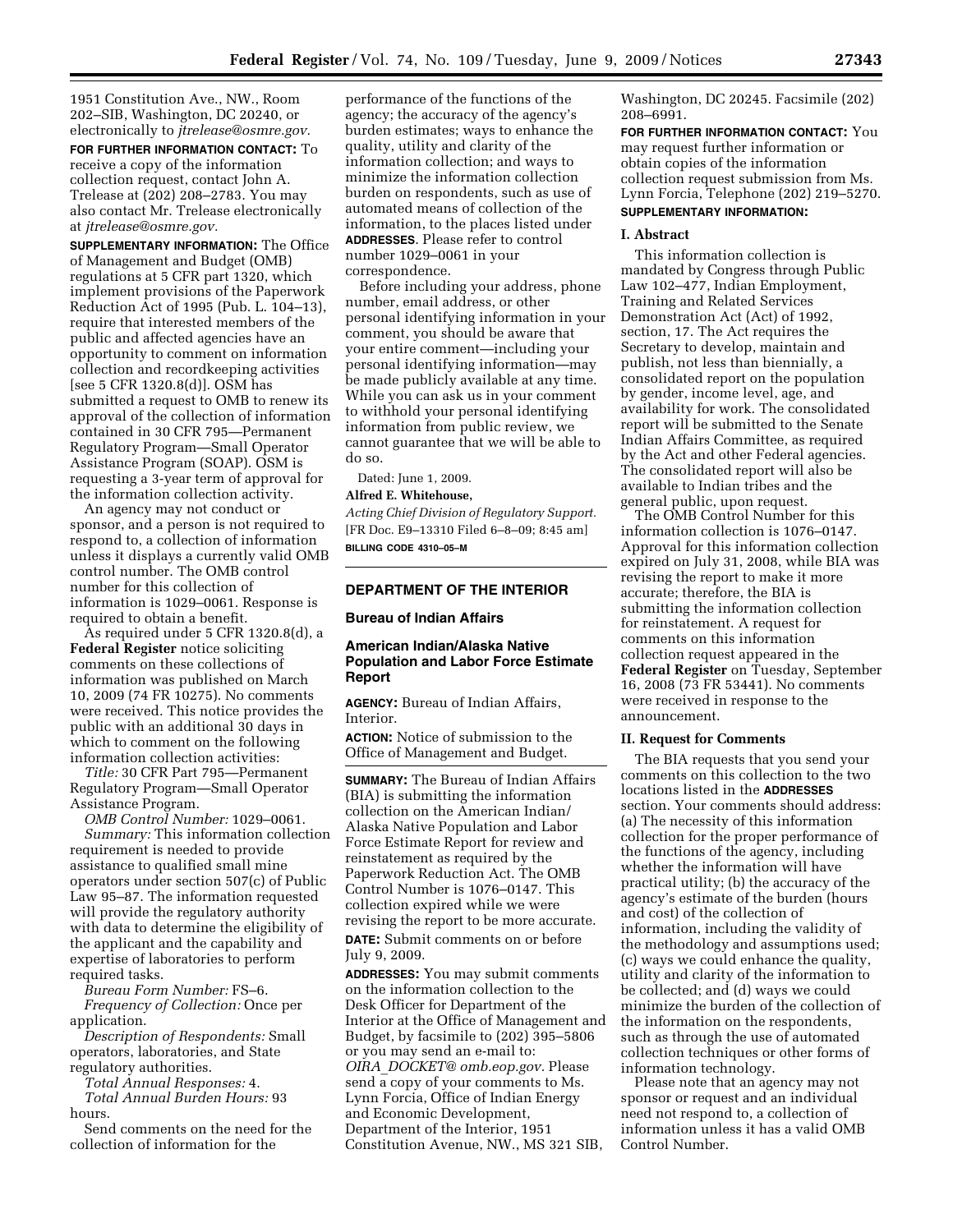1951 Constitution Ave., NW., Room 202–SIB, Washington, DC 20240, or electronically to *jtrelease@osmre.gov.*

**FOR FURTHER INFORMATION CONTACT:** To receive a copy of the information collection request, contact John A. Trelease at (202) 208–2783. You may also contact Mr. Trelease electronically at *jtrelease@osmre.gov.*

**SUPPLEMENTARY INFORMATION:** The Office of Management and Budget (OMB) regulations at 5 CFR part 1320, which implement provisions of the Paperwork Reduction Act of 1995 (Pub. L. 104–13), require that interested members of the public and affected agencies have an opportunity to comment on information collection and recordkeeping activities [see 5 CFR 1320.8(d)]. OSM has submitted a request to OMB to renew its approval of the collection of information contained in 30 CFR 795—Permanent Regulatory Program—Small Operator Assistance Program (SOAP). OSM is requesting a 3-year term of approval for the information collection activity.

An agency may not conduct or sponsor, and a person is not required to respond to, a collection of information unless it displays a currently valid OMB control number. The OMB control number for this collection of information is 1029–0061. Response is required to obtain a benefit.

As required under 5 CFR 1320.8(d), a **Federal Register** notice soliciting comments on these collections of information was published on March 10, 2009 (74 FR 10275). No comments were received. This notice provides the public with an additional 30 days in which to comment on the following information collection activities:

*Title:* 30 CFR Part 795—Permanent Regulatory Program—Small Operator Assistance Program.

*OMB Control Number:* 1029–0061.

*Summary:* This information collection requirement is needed to provide assistance to qualified small mine operators under section 507(c) of Public Law 95–87. The information requested will provide the regulatory authority with data to determine the eligibility of the applicant and the capability and expertise of laboratories to perform required tasks.

*Bureau Form Number:* FS–6.

*Frequency of Collection:* Once per application.

*Description of Respondents:* Small operators, laboratories, and State regulatory authorities.

*Total Annual Responses:* 4.

*Total Annual Burden Hours:* 93 hours.

Send comments on the need for the collection of information for the performance of the functions of the agency; the accuracy of the agency's burden estimates; ways to enhance the quality, utility and clarity of the information collection; and ways to minimize the information collection burden on respondents, such as use of automated means of collection of the information, to the places listed under **ADDRESSES**. Please refer to control number 1029–0061 in your correspondence.

Before including your address, phone number, email address, or other personal identifying information in your comment, you should be aware that your entire comment—including your personal identifying information—may be made publicly available at any time. While you can ask us in your comment to withhold your personal identifying information from public review, we cannot guarantee that we will be able to do so.

Dated: June 1, 2009.

**Alfred E. Whitehouse,**

*Acting Chief Division of Regulatory Support.*

[FR Doc. E9–13310 Filed 6–8–09; 8:45 am]

**BILLING CODE 4310–05–M**

---

## DEPARTMENT OF THE INTERIOR

### Bureau of Indian Affairs

### American Indian/Alaska Native Population and Labor Force Estimate Report

**AGENCY:** Bureau of Indian Affairs, Interior.

**ACTION:** Notice of submission to the Office of Management and Budget.

**SUMMARY:** The Bureau of Indian Affairs (BIA) is submitting the information collection on the American Indian/Alaska Native Population and Labor Force Estimate Report for review and reinstatement as required by the Paperwork Reduction Act. The OMB Control Number is 1076–0147. This collection expired while we were revising the report to be more accurate.

**DATE:** Submit comments on or before July 9, 2009.

**ADDRESSES:** You may submit comments on the information collection to the Desk Officer for Department of the Interior at the Office of Management and Budget, by facsimile to (202) 395–5806 or you may send an e-mail to: *OIRA_DOCKET@ omb.eop.gov.* Please send a copy of your comments to Ms. Lynn Forcia, Office of Indian Energy and Economic Development, Department of the Interior, 1951 Constitution Avenue, NW., MS 321 SIB, Washington, DC 20245. Facsimile (202) 208–6991.

**FOR FURTHER INFORMATION CONTACT:** You may request further information or obtain copies of the information collection request submission from Ms. Lynn Forcia, Telephone (202) 219–5270.

**SUPPLEMENTARY INFORMATION:**

#### I. Abstract

This information collection is mandated by Congress through Public Law 102–477, Indian Employment, Training and Related Services Demonstration Act (Act) of 1992, section, 17. The Act requires the Secretary to develop, maintain and publish, not less than biennially, a consolidated report on the population by gender, income level, age, and availability for work. The consolidated report will be submitted to the Senate Indian Affairs Committee, as required by the Act and other Federal agencies. The consolidated report will also be available to Indian tribes and the general public, upon request.

The OMB Control Number for this information collection is 1076–0147. Approval for this information collection expired on July 31, 2008, while BIA was revising the report to make it more accurate; therefore, the BIA is submitting the information collection for reinstatement. A request for comments on this information collection request appeared in the **Federal Register** on Tuesday, September 16, 2008 (73 FR 53441). No comments were received in response to the announcement.

#### II. Request for Comments

The BIA requests that you send your comments on this collection to the two locations listed in the **ADDRESSES** section. Your comments should address: (a) The necessity of this information collection for the proper performance of the functions of the agency, including whether the information will have practical utility; (b) the accuracy of the agency's estimate of the burden (hours and cost) of the collection of information, including the validity of the methodology and assumptions used; (c) ways we could enhance the quality, utility and clarity of the information to be collected; and (d) ways we could minimize the burden of the collection of the information on the respondents, such as through the use of automated collection techniques or other forms of information technology.

Please note that an agency may not sponsor or request and an individual need not respond to, a collection of information unless it has a valid OMB Control Number.